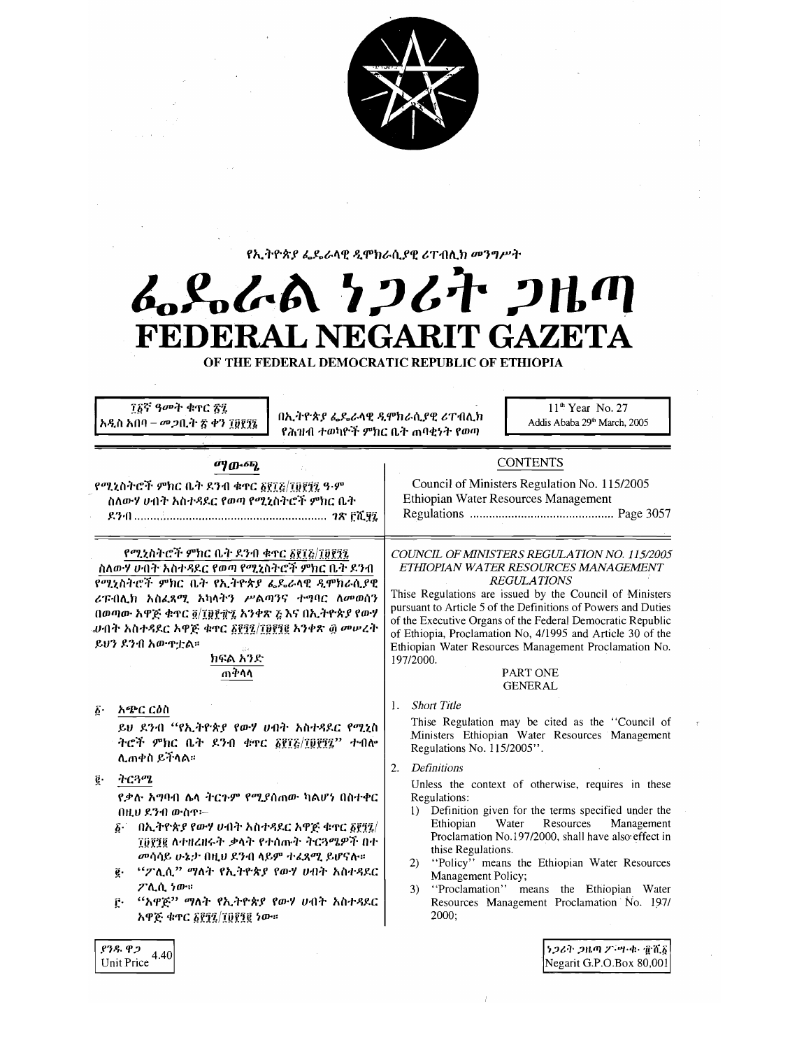የኢትዮጵያ ፌዴራላዊ ዲሞክራሲያዊ ሪፐብሊክ መንግሥት

# ፌዴራል ነጋሪት ጋዜጣ
# FEDERAL NEGARIT GAZETA
## OF THE FEDERAL DEMOCRATIC REPUBLIC OF ETHIOPIA

፲፩ኛ ዓመት ቁጥር ፳፯
አዲስ አበባ – መጋቢት ፳ ቀን ፲፱፻፺፯

በኢትዮጵያ ፌዴራላዊ ዲሞክራሲያዊ ሪፐብሊክ የሕዝብ ተወካዮች ምክር ቤት ጠባቂነት የወጣ

11th Year No. 27
Addis Ababa 29th March, 2005

## ማውጫ

የሚኒስትሮች ምክር ቤት ደንብ ቁጥር ፩፻፲፭/፲፱፻፺፯ ዓ.ም
ስለውሃ ሀብት አስተዳደር የወጣ የሚኒስትሮች ምክር ቤት ደንብ ........................................................ ገጽ ፫ሺ፶፯

## CONTENTS

Council of Ministers Regulation No. 115/2005
Ethiopian Water Resources Management Regulations ............................................ Page 3057

### የሚኒስትሮች ምክር ቤት ደንብ ቁጥር ፩፻፲፭/፲፱፻፺፯
### ስለውሃ ሀብት አስተዳደር የወጣ የሚኒስትሮች ምክር ቤት ደንብ

የሚኒስትሮች ምክር ቤት የኢትዮጵያ ፌዴራላዊ ዲሞክራሲያዊ ሪፐብሊክ አስፈጻሚ አካላትን ሥልጣንና ተግባር ለመወሰን በወጣው አዋጅ ቁጥር ፬/፲፱፻፹፯ አንቀጽ ፭ እና በኢትዮጵያ የውሃ ሀብት አስተዳደር አዋጅ ቁጥር ፩፻፺፯/፲፱፻፺፪ አንቀጽ ፴ መሠረት ይህን ደንብ አውጥቷል።

#### ክፍል አንድ
#### ጠቅላላ

፩· አጭር ርዕስ

ይህ ደንብ "የኢትዮጵያ የውሃ ሀብት አስተዳደር የሚኒስትሮች ምክር ቤት ደንብ ቁጥር ፩፻፲፭/፲፱፻፺፯" ተብሎ ሊጠቀስ ይችላል።

፪· ትርጓሜ

የቃሉ አገባብ ሌላ ትርጉም የሚያሰጠው ካልሆነ በስተቀር በዚህ ደንብ ውስጥ፦

፩· በኢትዮጵያ የውሃ ሀብት አስተዳደር አዋጅ ቁጥር ፩፻፺፯/፲፱፻፺፪ ለተዘረዘሩት ቃላት የተሰጡት ትርጓሜዎች በተመሳሳይ ሁኔታ በዚህ ደንብ ላይም ተፈጻሚ ይሆናሉ።

፪· "ፖሊሲ" ማለት የኢትዮጵያ የውሃ ሀብት አስተዳደር ፖሊሲ ነው።

፫· "አዋጅ" ማለት የኢትዮጵያ የውሃ ሀብት አስተዳደር አዋጅ ቁጥር ፩፻፺፯/፲፱፻፺፪ ነው።

### *COUNCIL OF MINISTERS REGULATION NO. 115/2005*
### *ETHIOPIAN WATER RESOURCES MANAGEMENT REGULATIONS*

Thise Regulations are issued by the Council of Ministers pursuant to Article 5 of the Definitions of Powers and Duties of the Executive Organs of the Federal Democratic Republic of Ethiopia, Proclamation No, 4/1995 and Article 30 of the Ethiopian Water Resources Management Proclamation No. 197/2000.

#### PART ONE
#### GENERAL

1. *Short Title*

   Thise Regulation may be cited as the "Council of Ministers Ethiopian Water Resources Management Regulations No. 115/2005".

2. *Definitions*

   Unless the context of otherwise, requires in these Regulations:

   1) Definition given for the terms specified under the Ethiopian Water Resources Management Proclamation No.197/2000, shall have also effect in thise Regulations.
   2) "Policy" means the Ethiopian Water Resources Management Policy;
   3) "Proclamation" means the Ethiopian Water Resources Management Proclamation No. 197/2000;

ያንዱ ዋጋ
Unit Price 4.40

ነጋሪት ጋዜጣ ፖ·ሣ·ቁ· ፹ሺ፩
Negarit G.P.O.Box 80,001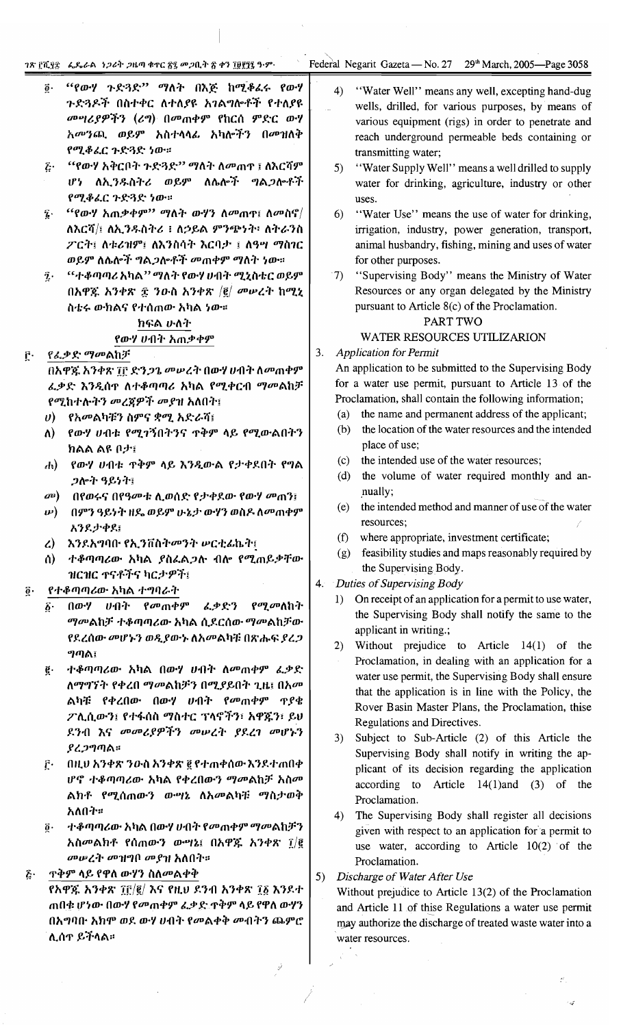፬· "የውሃ ጉድጓድ" ማለት በእጅ ከሚቆፈሩ የውሃ ጉድጓዶች በስተቀር ለተለያዩ አገልግሎቶች የተለያዩ መሣሪያዎችን (ሪግ) በመጠቀም የከርሰ ምድር ውሃ አመንጪ ወይም አስተላላፊ አካሎችን በመዝለቅ የሚቆፈር ጉድጓድ ነው።

፭· "የውሃ አቅርቦት ጉድጓድ" ማለት ለመጠጥ ፤ ለእርሻ ሆነ ለኢንዱስትሪ ወይም ለሌሎች ግልጋሎቶች የሚቆፈር ጉድጓድ ነው።

፮· "የውሃ አጠቃቀም" ማለት ውሃን ለመጠጥ፣ ለመስኖ/ለእርሻ/፣ ለኢንዱስትሪ ፤ ለኃይል ምንጭነት፣ ለትራንስ ፖርት፣ ለቱሪዝም፣ ለእንስሳት እርባታ ፤ ለዓሣ ማስገር ወይም ለሌሎች ግልጋሎቶች መጠቀም ማለት ነው።

፯· "ተቆጣጣሪ አካል" ማለት የውሃ ሀብት ሚኒስቴር ወይም በአዋጁ አንቀጽ ፰ ንዑስ አንቀጽ /ሐ/ መሠረት ከሚኒስቴሩ ውክልና የተሰጠው አካል ነው።

## ክፍል ሁለት

## የውሃ ሀብት አጠቃቀም

፫· *የፈቃድ ማመልከቻ*

በአዋጁ አንቀጽ ፲፫ ድንጋጌ መሠረት በውሃ ሀብት ለመጠቀም ፈቃድ እንዲሰጥ ለተቆጣጣሪ አካል የሚቀርብ ማመልከቻ የሚከተሉትን መረጃዎች መያዝ አለበት፣

ሀ) የአመልካቹን ስምና ቋሚ አድራሻ፣

ለ) የውሃ ሀብቱ የሚገኝበትንና ጥቅም ላይ የሚውልበትን ክልል ልዩ ቦታ፣

ሐ) የውሃ ሀብቱ ጥቅም ላይ እንዲውል የታቀደበት የግልጋሎት ዓይነት፣

መ) በየወሩና በየዓመቱ ሊወሰድ የታቀደው የውሃ መጠን፣

ሠ) በምን ዓይነት ዘዴ ወይም ሁኔታ ውሃን ወስዶ ለመጠቀም እንደታቀደ፣

ረ) እንደአግባቡ የኢንቨስትመንት ሠርቲፊኬት፣

ሰ) ተቆጣጣሪው አካል ያስፈልጋሉ ብሎ የሚጠይቃቸው ዝርዝር ጥናቶችና ካርታዎች፣

፬· የተቆጣጣሪው አካል ተግባራት

፩· በውሃ ሀብት የመጠቀም ፈቃድን የሚመለከት ማመልከቻ ተቆጣጣሪው አካል ሲደርሰው ማመልከቻው የደረሰው መሆኑን ወዲያውኑ ለአመልካቹ በጽሑፍ ያረጋግጣል፣

፪· ተቆጣጣሪው አካል በውሃ ሀብት ለመጠቀም ፈቃድ ለማግኘት የቀረበ ማመልከቻን በሚያይበት ጊዜ፣ በአመልካቹ የቀረበው በውሃ ሀብት የመጠቀም ጥያቄ ፖሊሲውን፣ የተፋሰስ ማስተር ፕላኖችን፣ አዋጁን፣ ይህ ደንብ እና መመሪያዎችን መሠረት ያደረገ መሆኑን ያረጋግጣል።

፫· በዚህ አንቀጽ ንዑስ አንቀጽ ፪ የተጠቀሰው እንደተጠበቀ ሆኖ ተቆጣጣሪው አካል የቀረበውን ማመልከቻ አስመልክቶ የሚሰጠውን ውሣኔ ለአመልካቹ ማስታወቅ አለበት።

፬· ተቆጣጣሪው አካል በውሃ ሀብት የመጠቀም ማመልከቻን አስመልክቶ የሰጠውን ውሣኔ፣ በአዋጁ አንቀጽ ፲/፪ መሠረት መመዝገብ መያዝ አለበት።

፭· ጥቅም ላይ የዋለ ውሃን ስለመልቀቅ

የአዋጁ አንቀጽ ፲፫/፪/ እና የዚህ ደንብ አንቀጽ ፲፩ እንደተጠበቁ ሆነው በውሃ የመጠቀም ፈቃድ ጥቅም ላይ የዋለ ውሃን በአግባቡ አክሞ ወደ ውሃ ሀብት የመልቀቅ መብትን ጨምሮ ሊሰጥ ይችላል።

4) "Water Well" means any well, excepting hand-dug wells, drilled, for various purposes, by means of various equipment (rigs) in order to penetrate and reach underground permeable beds containing or transmitting water;

5) "Water Supply Well" means a well drilled to supply water for drinking, agriculture, industry or other uses.

6) "Water Use" means the use of water for drinking, irrigation, industry, power generation, transport, animal husbandry, fishing, mining and uses of water for other purposes.

7) "Supervising Body" means the Ministry of Water Resources or any organ delegated by the Ministry pursuant to Article 8(c) of the Proclamation.

## PART TWO

## WATER RESOURCES UTILIZARION

3. *Application for Permit*

An application to be submitted to the Supervising Body for a water use permit, pursuant to Article 13 of the Proclamation, shall contain the following information;

(a) the name and permanent address of the applicant;

(b) the location of the water resources and the intended place of use;

(c) the intended use of the water resources;

(d) the volume of water required monthly and annually;

(e) the intended method and manner of use of the water resources;

(f) where appropriate, investment certificate;

(g) feasibility studies and maps reasonably required by the Supervising Body.

4. *Duties of Supervising Body*

1) On receipt of an application for a permit to use water, the Supervising Body shall notify the same to the applicant in writing.;

2) Without prejudice to Article 14(1) of the Proclamation, in dealing with an application for a water use permit, the Supervising Body shall ensure that the application is in line with the Policy, the Rover Basin Master Plans, the Proclamation, thise Regulations and Directives.

3) Subject to Sub-Article (2) of this Article the Supervising Body shall notify in writing the applicant of his decision regarding the application according to Article 14(1)and (3) of the Proclamation.

4) The Supervising Body shall register all decisions given with respect to an application for a permit to use water, according to Article 10(2) of the Proclamation.

5) *Discharge of Water After Use*

Without prejudice to Article 13(2) of the Proclamation and Article 11 of thise Regulations a water use permit may authorize the discharge of treated waste water into a water resources.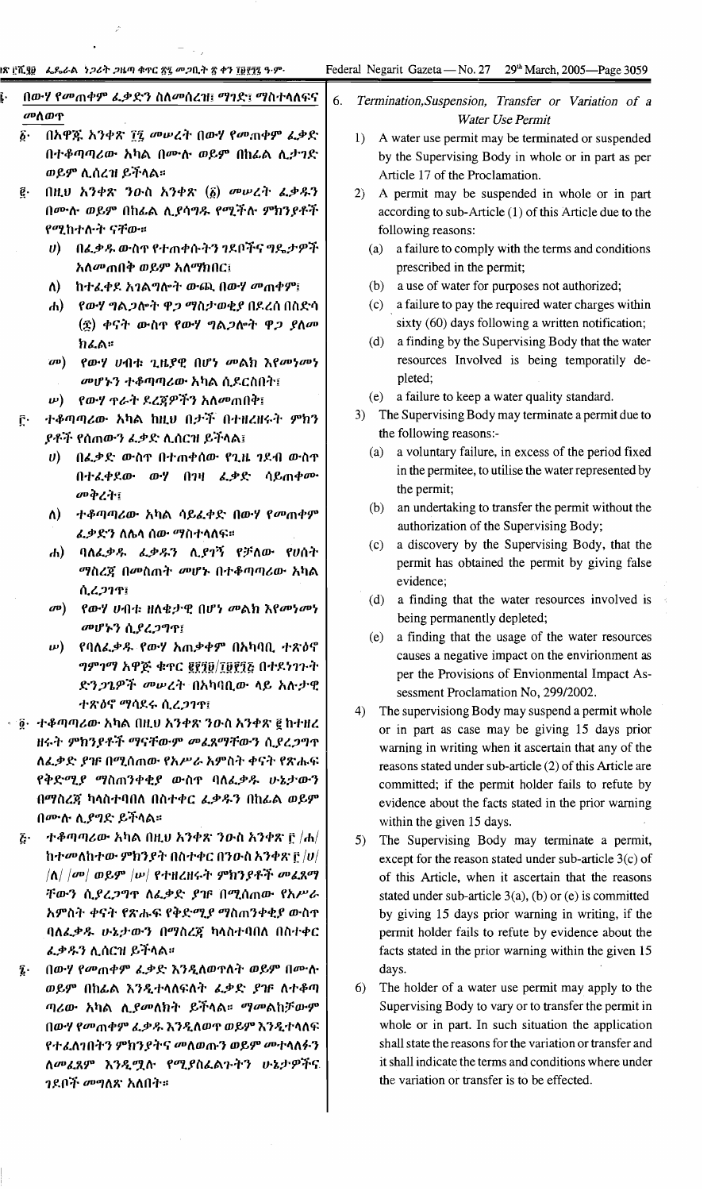፮· በውሃ የመጠቀም ፈቃድን ስለመሰረዝ፣ ማገድ፣ ማስተላለፍና መለወጥ

፩· በአዋጁ አንቀጽ ፲፯ መሠረት በውሃ የመጠቀም ፈቃድ በተቆጣጣሪው አካል በሙሉ ወይም በከፊል ሊታገድ ወይም ሊሰረዝ ይችላል።

፪· በዚህ አንቀጽ ንዑስ አንቀጽ (፩) መሠረት ፈቃዱን በሙሉ ወይም በከፊል ሊያሳግዱ የሚችሉ ምክንያቶች የሚከተሉት ናቸው።

ሀ) በፈቃዱ ውስጥ የተጠቀሱትን ገደቦችና ግዴታዎች አለመጠበቅ ወይም አለማክበር፣

ለ) ከተፈቀደ አገልግሎት ውጪ በውሃ መጠቀም፣

ሐ) የውሃ ግልጋሎት ዋጋ ማስታወቂያ በደረሰ በስድሳ (፷) ቀናት ውስጥ የውሃ ግልጋሎት ዋጋ ያለመ ክፈል።

መ) የውሃ ሀብቱ ጊዜያዊ በሆነ መልክ እየመነመነ መሆኑን ተቆጣጣሪው አካል ሲደርስበት፣

ሠ) የውሃ ጥራት ደረጃዎችን አለመጠበቅ፣

፫· ተቆጣጣሪው አካል ከዚህ በታች በተዘረዘሩት ምክን ያቶች የሰጠውን ፈቃድ ሊሰርዝ ይችላል፣

ሀ) በፈቃድ ውስጥ በተጠቀሰው የጊዜ ገደብ ውስጥ በተፈቀደው ውሃ በገዛ ፈቃድ ሳይጠቀሙ መቅረት፣

ለ) ተቆጣጣሪው አካል ሳይፈቅድ በውሃ የመጠቀም ፈቃድን ለሌላ ሰው ማስተላለፍ።

ሐ) ባለፈቃዱ ፈቃዱን ሊያገኝ የቻለው የሀሰት ማስረጃ በመስጠት መሆኑ በተቆጣጣሪው አካል ሲረጋገጥ፣

መ) የውሃ ሀብቱ ዘለቄታዊ በሆነ መልክ እየመነመነ መሆኑን ሲያረጋግጥ፣

ሠ) የባለፈቃዱ የውሃ አጠቃቀም በአካባቢ ተጽዕኖ ግምገማ አዋጅ ቁጥር ፪፻፺፱/፲፱፻፺፩ በተደነገጉት ድንጋጌዎች መሠረት በአካባቢው ላይ አሉታዊ ተጽዕኖ ማሳደሩ ሲረጋገጥ፣

፬· ተቆጣጣሪው አካል በዚህ አንቀጽ ንዑስ አንቀጽ ፪ ከተዘረ ዘሩት ምክንያቶች ማናቸውም መፈጸማቸውን ሲያረጋግጥ ለፈቃድ ያዡ በሚሰጠው የአሥራ አምስት ቀናት የጽሑፍ የቅድሚያ ማስጠንቀቂያ ውስጥ ባለፈቃዱ ሁኔታውን በማስረጃ ካላስተባበለ በስተቀር ፈቃዱን በከፊል ወይም በሙሉ ሊያግድ ይችላል።

፭· ተቆጣጣሪው አካል በዚህ አንቀጽ ንዑስ አንቀጽ ፫ /ሐ/ ከተመለከተው ምክንያት በስተቀር በንዑስ አንቀጽ ፫ /ሀ/ /ለ/ /መ/ ወይም /ሠ/ የተዘረዘሩት ምክንያቶች መፈጸማ ቸውን ሲያረጋግጥ ለፈቃድ ያዡ በሚሰጠው የአሥራ አምስት ቀናት የጽሑፍ የቅድሚያ ማስጠንቀቂያ ውስጥ ባለፈቃዱ ሁኔታውን በማስረጃ ካላስተባበለ በስተቀር ፈቃዱን ሊሰርዝ ይችላል።

፮· በውሃ የመጠቀም ፈቃድ እንዲለወጥለት ወይም በሙሉ ወይም በከፊል እንዲተላለፍለት ፈቃድ ያዡ ለተቆጣ ጣሪው አካል ሊያመለክት ይችላል። ማመልከቻውም በውሃ የመጠቀም ፈቃዱ እንዲለወጥ ወይም እንዲተላለፍ የተፈለገበትን ምክንያትና መለወጡን ወይም መተላለፉን ለመፈጸም እንዲሟሉ የሚያስፈልጉትን ሁኔታዎችና ገደቦች መግለጽ አለበት።

6. *Termination, Suspension, Transfer or Variation of a Water Use Permit*

1) A water use permit may be terminated or suspended by the Supervising Body in whole or in part as per Article 17 of the Proclamation.

2) A permit may be suspended in whole or in part according to sub-Article (1) of this Article due to the following reasons:

(a) a failure to comply with the terms and conditions prescribed in the permit;

(b) a use of water for purposes not authorized;

(c) a failure to pay the required water charges within sixty (60) days following a written notification;

(d) a finding by the Supervising Body that the water resources Involved is being temporatily depleted;

(e) a failure to keep a water quality standard.

3) The Supervising Body may terminate a permit due to the following reasons:-

(a) a voluntary failure, in excess of the period fixed in the permitee, to utilise the water represented by the permit;

(b) an undertaking to transfer the permit without the authorization of the Supervising Body;

(c) a discovery by the Supervising Body, that the permit has obtained the permit by giving false evidence;

(d) a finding that the water resources involved is being permanently depleted;

(e) a finding that the usage of the water resources causes a negative impact on the envirionment as per the Provisions of Envionmental Impact Assessment Proclamation No, 299/2002.

4) The supervisiong Body may suspend a permit whole or in part as case may be giving 15 days prior warning in writing when it ascertain that any of the reasons stated under sub-article (2) of this Article are committed; if the permit holder fails to refute by evidence about the facts stated in the prior warning within the given 15 days.

5) The Supervising Body may terminate a permit, except for the reason stated under sub-article 3(c) of this Article, when it ascertain that the reasons stated under sub-article 3(a), (b) or (e) is committed by giving 15 days prior warning in writing, if the permit holder fails to refute by evidence about the facts stated in the prior warning within the given 15 days.

6) The holder of a water use permit may apply to the Supervising Body to vary or to transfer the permit in whole or in part. In such situation the application shall state the reasons for the variation or transfer and it shall indicate the terms and conditions where under the variation or transfer is to be effected.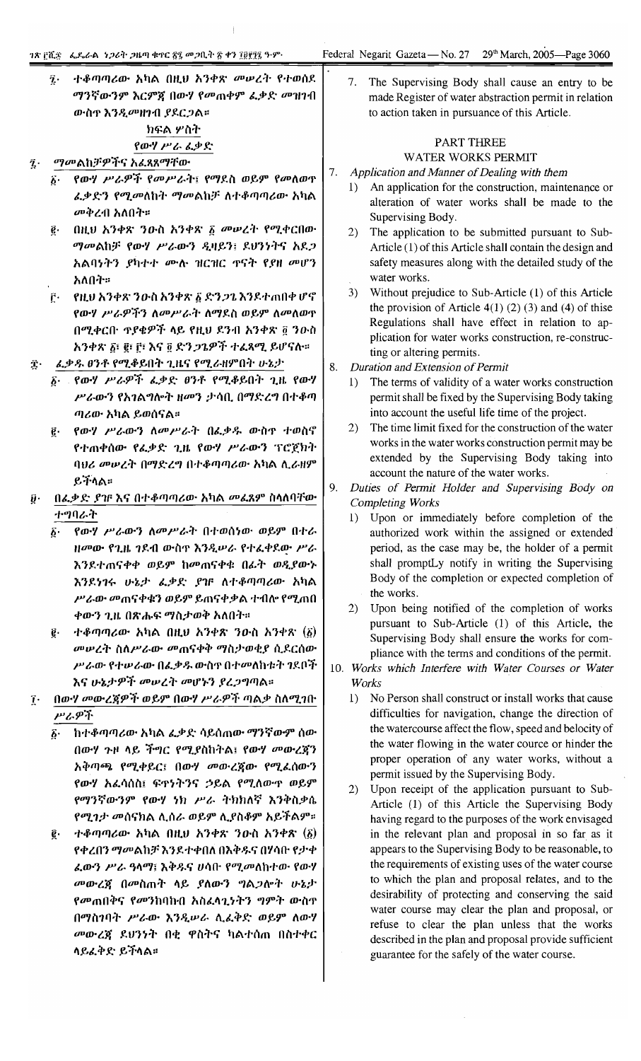፯· ተቆጣጣሪው አካል በዚህ አንቀጽ መሠረት የተወሰደ ማንኛውንም እርምጃ በውሃ የመጠቀም ፈቃድ መዝገብ ውስጥ እንዲመዘገብ ያደርጋል።

## ክፍል ሦስት
## የውሃ ሥራ ፈቃድ

፯· *ማመልከቻዎችና አፈጻጸማቸው*

፩· የውሃ ሥራዎች የመሥራት፣ የማደስ ወይም የመለወጥ ፈቃድን የሚመለከት ማመልከቻ ለተቆጣጣሪው አካል መቅረብ አለበት።

፪· በዚህ አንቀጽ ንዑስ አንቀጽ ፩ መሠረት የሚቀርበው ማመልከቻ የውሃ ሥራውን ዲዛይን፣ ደህንነትና አደጋ አልባነትን ያካተተ ሙሉ ዝርዝር ጥናት የያዘ መሆን አለበት።

፫· የዚህ አንቀጽ ንዑስ አንቀጽ ፩ ድንጋጌ እንደተጠበቀ ሆኖ የውሃ ሥራዎችን ለመሥራት ለማደስ ወይም ለመለወጥ በሚቀርቡ ጥያቄዎች ላይ የዚህ ደንብ አንቀጽ ፬ ንዑስ አንቀጽ ፩፣ ፪፣ ፫፣ እና ፬ ድንጋጌዎች ተፈጻሚ ይሆናሉ።

፰· *ፈቃዱ ፀንቶ የሚቆይበት ጊዜና የሚራዘምበት ሁኔታ*

፩· የውሃ ሥራዎች ፈቃድ ፀንቶ የሚቆይበት ጊዜ የውሃ ሥራውን የአገልግሎት ዘመን ታሳቢ በማድረግ በተቆጣጣሪው አካል ይወሰናል።

፪· የውሃ ሥራውን ለመሥራት በፈቃዱ ውስጥ ተወስኖ የተጠቀሰው የፈቃድ ጊዜ የውሃ ሥራውን ፕሮጀክት ባህሪ መሠረት በማድረግ በተቆጣጣሪው አካል ሊራዘም ይችላል።

፱· *በፈቃድ ያዥ እና በተቆጣጣሪው አካል መፈጸም ስላለባቸው ተግባራት*

፩· የውሃ ሥራውን ለመሥራት በተወሰነው ወይም በተራዘመው የጊዜ ገደብ ውስጥ እንዲሠራ የተፈቀደው ሥራ እንደተጠናቀቀ ወይም ከመጠናቀቁ በፊት ወዲያውኑ እንደነገሩ ሁኔታ ፈቃድ ያዡ ለተቆጣጣሪው አካል ሥራው መጠናቀቁን ወይም ይጠናቀቃል ተብሎ የሚጠበቀውን ጊዜ በጽሑፍ ማስታወቅ አለበት።

፪· ተቆጣጣሪው አካል በዚህ አንቀጽ ንዑስ አንቀጽ (፩) መሠረት ስለሥራው መጠናቀቅ ማስታወቂያ ሲደርሰው ሥራው የተሠራው በፈቃዱ ውስጥ በተመለከቱት ገደቦች እና ሁኔታዎች መሠረት መሆኑን ያረጋግጣል።

፲· *በውሃ መውረጃዎች ወይም በውሃ ሥራዎች ጣልቃ ስለሚገቡ ሥራዎች*

፩· ከተቆጣጣሪው አካል ፈቃድ ሳይሰጠው ማንኛውም ሰው በውሃ ጉዞ ላይ ችግር የሚያስከትል፣ የውሃ መውረጃን አቅጣጫ የሚቀይር፣ በውሃ መውረጃው የሚፈሰውን የውሃ አፈሳሰስ፣ ፍጥነትንና ኃይል የሚለውጥ ወይም የማንኛውንም የውሃ ነክ ሥራ ትክክለኛ እንቅስቃሴ የሚገታ መሰናክል ሊሰራ ወይም ሊያስቀምጥ አይችልም።

፪· ተቆጣጣሪው አካል በዚህ አንቀጽ ንዑስ አንቀጽ (፩) የቀረበን ማመልከቻ እንደተቀበለ በእቅዱና በሃሳቡ የታቀ ፈውን ሥራ ዓላማ፣ እቅዱና ሀሳቡ የሚመለከተው የውሃ መውረጃ በመስጠት ላይ ያለውን ግልጋሎት ሁኔታ የመጠበቅና የመንከባከብ አስፈላጊነትን ግምት ውስጥ በማስገባት ሥራው እንዲሠራ ሊፈቅድ ወይም ለውሃ መውረጃ ደህንነት በቂ ዋስትና ካልተሰጠ በስተቀር ላይፈቅድ ይችላል።

7. The Supervising Body shall cause an entry to be made Register of water abstraction permit in relation to action taken in pursuance of this Article.

## PART THREE
## WATER WORKS PERMIT

7. *Application and Manner of Dealing with them*
   1) An application for the construction, maintenance or alteration of water works shall be made to the Supervising Body.
   2) The application to be submitted pursuant to Sub-Article (1) of this Article shall contain the design and safety measures along with the detailed study of the water works.
   3) Without prejudice to Sub-Article (1) of this Article the provision of Article 4(1) (2) (3) and (4) of thise Regulations shall have effect in relation to application for water works construction, re-constructing or altering permits.

8. *Duration and Extension of Permit*
   1) The terms of validity of a water works construction permit shall be fixed by the Supervising Body taking into account the useful life time of the project.
   2) The time limit fixed for the construction of the water works in the water works construction permit may be extended by the Supervising Body taking into account the nature of the water works.

9. *Duties of Permit Holder and Supervising Body on Completing Works*
   1) Upon or immediately before completion of the authorized work within the assigned or extended period, as the case may be, the holder of a permit shall promptLy notify in writing the Supervising Body of the completion or expected completion of the works.
   2) Upon being notified of the completion of works pursuant to Sub-Article (1) of this Article, the Supervising Body shall ensure the works for compliance with the terms and conditions of the permit.

10. *Works which Interfere with Water Courses or Water Works*
    1) No Person shall construct or install works that cause difficulties for navigation, change the direction of the watercourse affect the flow, speed and belocity of the water flowing in the water cource or hinder the proper operation of any water works, without a permit issued by the Supervising Body.
    2) Upon receipt of the application pursuant to Sub-Article (1) of this Article the Supervising Body having regard to the purposes of the work envisaged in the relevant plan and proposal in so far as it appears to the Supervising Body to be reasonable, to the requirements of existing uses of the water course to which the plan and proposal relates, and to the desirability of protecting and conserving the said water course may clear the plan and proposal, or refuse to clear the plan unless that the works described in the plan and proposal provide sufficient guarantee for the safely of the water course.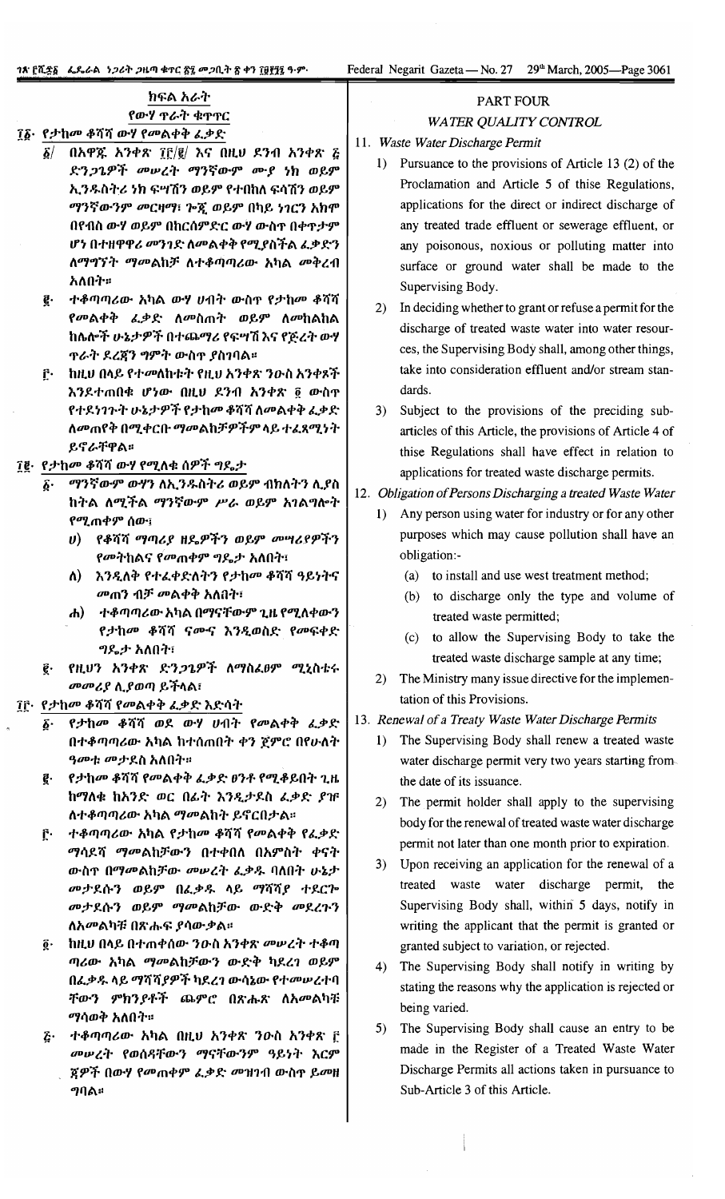## ክፍል አራት
### የውሃ ጥራት ቁጥጥር

**፲፩· የታከመ ቆሻሻ ውሃ የመልቀቅ ፈቃድ**

፩/ በአዋጁ አንቀጽ ፲፫/፪/ እና በዚህ ደንብ አንቀጽ ፭ ድንጋጌዎች መሠረት ማንኛውም ሙያ ነክ ወይም ኢንዱስትሪ ነክ ፍሣሽን ወይም የተበከለ ፍሳሽን ወይም ማንኛውንም መርዛማ፣ ጐጂ ወይም በካይ ነገርን አከሞ በየብስ ውሃ ወይም በከርሰምድር ውሃ ውስጥ በቀጥታም ሆነ በተዘዋዋሪ መንገድ ለመልቀቅ የሚያስችል ፈቃድን ለማግኘት ማመልከቻ ለተቆጣጣሪው አካል መቅረብ አለበት።

፪· ተቆጣጣሪው አካል ውሃ ሀብት ውስጥ የታከመ ቆሻሻ የመልቀቅ ፈቃድ ለመስጠት ወይም ለመከልከል ከሌሎች ሁኔታዎች በተጨማሪ የፍሣሽ እና የጅረት ውሃ ጥራት ደረጃን ግምት ውስጥ ያስገባል።

፫· ከዚህ በላይ የተመለከቱት የዚህ አንቀጽ ንዑስ አንቀጾች እንደተጠበቁ ሆነው በዚህ ደንብ አንቀጽ ፬ ውስጥ የተደነገጉት ሁኔታዎች የታከመ ቆሻሻ ለመልቀቅ ፈቃድ ለመጠየቅ በሚቀርቡ ማመልከቻዎችም ላይ ተፈጻሚነት ይኖራቸዋል።

**፲፪· የታከመ ቆሻሻ ውሃ የሚለቁ ሰዎች ግዴታ**

፩· ማንኛውም ውሃን ለኢንዱስትሪ ወይም ብክለትን ሊያስከትል ለሚችል ማንኛውም ሥራ ወይም አገልግሎት የሚጠቀም ሰው፣

ሀ) የቆሻሻ ማጣሪያ ዘዴዎችን ወይም መሣሪያዎችን የመትከልና የመጠቀም ግዴታ አለበት፣

ለ) እንዲለቅ የተፈቀደለትን የታከመ ቆሻሻ ዓይነትና መጠን ብቻ መልቀቅ አለበት፣

ሐ) ተቆጣጣሪው አካል በማናቸውም ጊዜ የሚለቀውን የታከመ ቆሻሻ ናሙና እንዲወስድ የመፍቀድ ግዴታ አለበት፣

፪· የዚህን አንቀጽ ድንጋጌዎች ለማስፈፀም ሚኒስቴሩ መመሪያ ሊያወጣ ይችላል፣

**፲፫· የታከመ ቆሻሻ የመልቀቅ ፈቃድ እድሳት**

፩· የታከመ ቆሻሻ ወደ ውሃ ሀብት የመልቀቅ ፈቃድ በተቆጣጣሪው አካል ከተሰጠበት ቀን ጀምሮ በየሁለት ዓመቱ መታደስ አለበት።

፪· የታከመ ቆሻሻ የመልቀቅ ፈቃድ ፀንቶ የሚቆይበት ጊዜ ከማለቁ ከአንድ ወር በፊት እንዲታደስ ፈቃድ ያዡ ለተቆጣጣሪው አካል ማመልከት ይኖርበታል።

፫· ተቆጣጣሪው አካል የታከመ ቆሻሻ የመልቀቅ የፈቃድ ማሳደሻ ማመልከቻውን በተቀበለ በአምስት ቀናት ውስጥ በማመልከቻው መሠረት ፈቃዱ ባለበት ሁኔታ መታደሱን ወይም በፈቃዱ ላይ ማሻሻያ ተደርጐ መታደሱን ወይም ማመልከቻው ውድቅ መደረጉን ለአመልካቹ በጽሑፍ ያሳውቃል።

፬· ከዚህ በላይ በተጠቀሰው ንዑስ አንቀጽ መሠረት ተቆጣጣሪው አካል ማመልከቻውን ውድቅ ካደረገ ወይም በፈቃዱ ላይ ማሻሻያዎች ካደረገ ውሳኔው የተመሠረተባቸውን ምክንያቶች ጨምሮ በጽሑፍ ለአመልካቹ ማሳወቅ አለበት።

፭· ተቆጣጣሪው አካል በዚህ አንቀጽ ንዑስ አንቀጽ ፫ መሠረት የወሰዳቸውን ማናቸውም ዓይነት እርምጃዎች በውሃ የመጠቀም ፈቃድ መዝገብ ውስጥ ይመዘግባል።

## PART FOUR
### *WATER QUALITY CONTROL*

**11. *Waste Water Discharge Permit***

1) Pursuance to the provisions of Article 13 (2) of the Proclamation and Article 5 of thise Regulations, applications for the direct or indirect discharge of any treated trade effluent or sewerage effluent, or any poisonous, noxious or polluting matter into surface or ground water shall be made to the Supervising Body.

2) In deciding whether to grant or refuse a permit for the discharge of treated waste water into water resources, the Supervising Body shall, among other things, take into consideration effluent and/or stream standards.

3) Subject to the provisions of the preciding sub-articles of this Article, the provisions of Article 4 of thise Regulations shall have effect in relation to applications for treated waste discharge permits.

**12. *Obligation of Persons Discharging a treated Waste Water***

1) Any person using water for industry or for any other purposes which may cause pollution shall have an obligation:-

(a) to install and use west treatment method;

(b) to discharge only the type and volume of treated waste permitted;

(c) to allow the Supervising Body to take the treated waste discharge sample at any time;

2) The Ministry many issue directive for the implementation of this Provisions.

**13. *Renewal of a Treaty Waste Water Discharge Permits***

1) The Supervising Body shall renew a treated waste water discharge permit very two years starting from the date of its issuance.

2) The permit holder shall apply to the supervising body for the renewal of treated waste water discharge permit not later than one month prior to expiration.

3) Upon receiving an application for the renewal of a treated waste water discharge permit, the Supervising Body shall, within 5 days, notify in writing the applicant that the permit is granted or granted subject to variation, or rejected.

4) The Supervising Body shall notify in writing by stating the reasons why the application is rejected or being varied.

5) The Supervising Body shall cause an entry to be made in the Register of a Treated Waste Water Discharge Permits all actions taken in pursuance to Sub-Article 3 of this Article.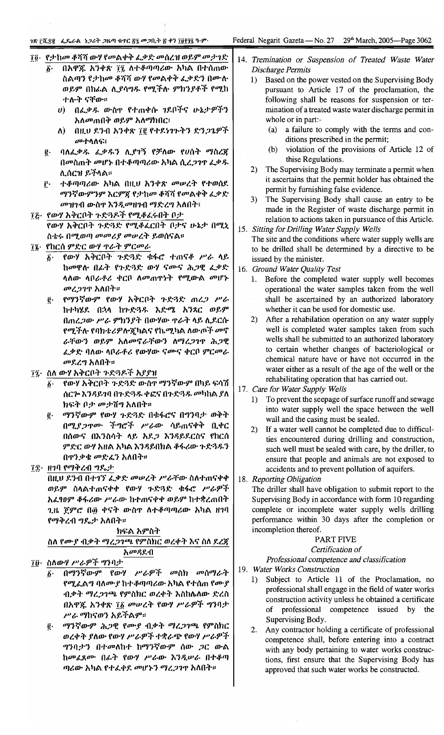፲፬· የታከመ ቆሻሻ ውሃ የመልቀቅ ፈቃድ መሰረዝ ወይም መታገድ

፩· በአዋጁ አንቀጽ ፲፯ ለተቆጣጣሪው አካል በተሰጠው ስልጣን የታከመ ቆሻሻ ውሃ የመልቀቅ ፈቃድን በሙሉ ወይም በከፊል ሊያሳግዱ የሚችሉ ምክንያቶች የሚከተሉት ናቸው።

ሀ) በፈቃዱ ውስጥ የተጠቀሱ ገደቦችንና ሁኔታዎችን አለመጠበቅ ወይም አለማክበር፤

ለ) በዚህ ደንብ አንቀጽ ፲፪ የተደነገጉትን ድንጋጌዎች መተላለፍ፤

፪· ባለፈቃዱ ፈቃዱን ሊያገኝ የቻለው የሀሰት ማስረጃ በመስጠት መሆኑ በተቆጣጣሪው አካል ሲረጋገጥ ፈቃዱ ሊሰርዝ ይችላል።

፫· ተቆጣጣሪው አካል በዚህ አንቀጽ መሠረት የተወሰደ ማንኛውምንም እርምጃ የታከመ ቆሻሻ የመልቀቂያ ፈቃድ መዝገብ ውስጥ እንዲመዘገብ ማድረግ አለበት፤

፲፭· የውሃ አቅርቦት ጉድጓዶች የሚቆፈሩበት ቦታ

የውሃ አቅርቦት ጉድጓድ የሚቆፈርበት ቦታና ሁኔታ በሚኒስቴሩ በሚወጣ መመሪያ መሠረት ይወሰናል።

፲፮· የከርሰ ምድር ውሃ ጥራት ምርመራ

፩· የውሃ አቅርቦት ጉድጓድ ቁፋሮ ተጠናቆ ሥራ ላይ ከመዋሉ በፊት የጉድጓድ ውሃ ናሙና ሕጋዊ ፈቃድ ላላው ላቦራቶሪ ቀርቦ ለመጠጥነት የሚውል መሆኑ መረጋገጥ አለበት።

፪· የማንኛውም የውሃ አቅርቦት ጉድጓድ ጠረጋ ሥራ ከተካሄደ በኋላ ከጉድጓዱ እድሜ አንጻር ወይም በጠረጋው ሥራ ምክንያት በውሃው ጥራት ላይ ሊደርሱ የሚችሉ የባክቴሪዎሎጂካልና የኬሚካል ለውጦች መኖራቸውን ወይም አለመኖራቸውን ለማረጋገጥ ሕጋዊ ፈቃድ ባለው ላቦራቶሪ የውሃው ናሙና ቀርቦ ምርመራ መደረግ አለበት።

፲፯· ስለ ውሃ አቅርቦት ጉድጓዶች አያያዝ

፩· የውሃ አቅርቦት ጉድጓድ ውስጥ ማንኛውም በካይ ፍሳሽ ሰርጐ እንዳይገባ በጉድጓዱ ቂፎና በጉድጓዱ መካከል ያለ ክፍት ቦታ መታሸግ አለበት።

፪· ማንኛውም የውሃ ጉድጓድ በቁፋሮና በግንባታ ወቅት በሚያጋጥሙ ችግሮች ሥራው ሳይጠናቀቅ ቢቀር በሰውና በእንስሳት ላይ አደጋ እንዳይደርስና የከርሰ ምድር ውሃ አዘል አካል እንዳይበከል ቆፋሪው ጉድጓዱን በጥንቃቄ መድፈን አለበት።

፲፰· ዘገባ የማቅረብ ግዴታ

በዚህ ደንብ በተገኘ ፈቃድ መሠረት ሥራቸው ስለተጠናቀቀ ወይም ስላልተጠናቀቀ የውሃ ጉድጓድ ቁፋሮ ሥራዎች አፈፃፀም ቆፋሪው ሥራው ከተጠናቀቀ ወይም ከተቋረጠበት ጊዜ ጀምሮ በ፴ ቀናት ውስጥ ለተቆጣጣሪው አካል ዘገባ የማቅረብ ግዴታ አለበት።

ክፍል አምስት

ስለ የሙያ ብቃት ማረጋገጫ የምስክር ወረቀት እና ስለ ደረጃ አመዳደብ

፲፱· ስለውሃ ሥራዎች ግንባታ

፩· በማንኛውም የውሃ ሥራዎች መስክ መሰማራት የሚፈልግ ባለሙያ ከተቆጣጣሪው አካል የተሰጠ የሙያ ብቃት ማረጋገጫ የምስክር ወረቀት እስከሌለው ድረስ በአዋጁ አንቀጽ ፲፩ መሠረት የውሃ ሥራዎች ግንባታ ሥራ ማከናወን አይችልም።

፪· ማንኛውም ሕጋዊ የሙያ ብቃት ማረጋገጫ የምስክር ወረቀት ያለው የውሃ ሥራዎች ተቋራጭ የውሃ ሥራዎች ግንባታን በተመለከተ ከማንኛውም ሰው ጋር ውል ከመፈጸሙ በፊት የውሃ ሥራው እንዲሠራ በተቆጣጣሪው አካል የተፈቀደ መሆኑን ማረጋገጥ አለበት።

14. *Termination or Suspension of Treated Waste Water Discharge Permits*

1) Based on the power vested on the Supervising Body pursuant to Article 17 of the proclamation, the following shall be reasons for suspension or termination of a treated waste water discharge permit in whole or in part:-

(a) a failure to comply with the terms and conditions prescribed in the permit;

(b) violation of the provisions of Article 12 of thise Regulations.

2) The Supervising Body may terminate a permit when it ascertains that the permit holder has obtained the permit by furnishing false evidence.

3) The Supervising Body shall cause an entry to be made in the Register of waste discharge permit in relation to actions taken in pursuance of this Article.

15. *Sitting for Drilling Water Supply Wells*

The site and the conditions where water supply wells are to be drilled shall be determined by a directive to be issued by the minister.

16. *Ground Water Quality Test*

1. Before the completed water supply well becomes operational the water samples taken from the well shall be ascertained by an authorized laboratory whether it can be used for domestic use.

2) After a rehabilation operation on any water supply well is completed water samples taken from such wells shall be submitted to an authorized laboratory to certain whether changes of bacteriological or chemical nature have or have not occurred in the water either as a result of the age of the well or the rehabilitating operation that has carried out.

17. *Care for Water Supply Wells*

1) To prevent the seepage of surface runoff and sewage into water supply well the space between the well wall and the casing must be sealed.

2) If a water well cannot be completed due to difficulties encountered during drilling and construction, such well must be sealed with care, by the driller, to ensure that people and animals are not exposed to accidents and to prevent pollution of aquifers.

18. *Reporting Obligation*

The driller shall have obligation to submit report to the Supervising Body in accordance with form 10 regarding complete or incomplete water supply wells drilling performance within 30 days after the completion or incompletion thereof.

PART FIVE

*Certification of Professional competence and classification*

19. *Water Works Construction*

1) Subject to Article 11 of the Proclamation, no professional shall engage in the field of water works construction activity unless he obtained a certificate of professional competence issued by the Supervising Body.

2. Any contractor holding a certificate of professional competence shall, before entering into a contract with any body pertaining to water works constructions, first ensure that the Supervising Body has approved that such water works be constructed.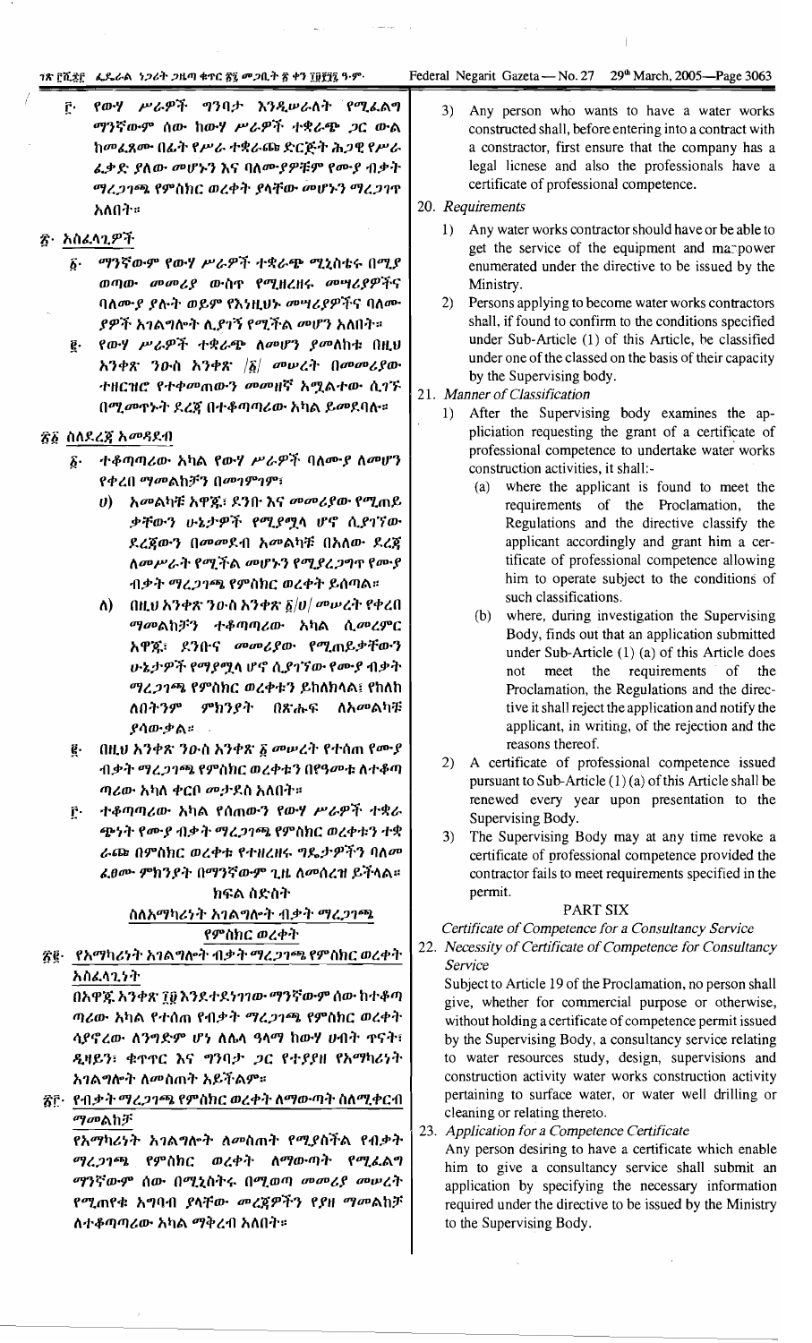፫· የውሃ ሥራዎች ግንባታ እንዲሠራለት የሚፈልግ ማንኛውም ሰው ከውሃ ሥራዎች ተቋራጭ ጋር ውል ከመፈጸሙ በፊት የሥራ ተቋራጩ ድርጅት ሕጋዊ የሥራ ፈቃድ ያለው መሆኑን እና ባለሙያዎቹም የሙያ ብቃት ማረጋገጫ የምስክር ወረቀት ያላቸው መሆኑን ማረጋገጥ አለበት።

## ፳· አስፈላጊዎች

፩· ማንኛውም የውሃ ሥራዎች ተቋራጭ ሚኒስቴሩ በሚያወጣው መመሪያ ውስጥ የሚዘረዘሩ መሣሪያዎችና ባለሙያ ያሉት ወይም የእነዚህኑ መሣሪያዎችና ባለሙያዎች አገልግሎት ሊያገኝ የሚችል መሆን አለበት።

፪· የውሃ ሥራዎች ተቋራጭ ለመሆን ያመለከቱ በዚህ አንቀጽ ንዑስ አንቀጽ /፩/ መሠረት በመመሪያው ተዘርዝሮ የተቀመጠውን መመዘኛ አሟልተው ሲገኙ በሚመጥኑት ደረጃ በተቆጣጣሪው አካል ይመደባሉ።

## ፳፩ ስለደረጃ አመዳደብ

፩· ተቆጣጣሪው አካል የውሃ ሥራዎች ባለሙያ ለመሆን የቀረበ ማመልከቻን በመገምገም፣

ሀ) አመልካቹ አዋጁ፣ ደንቡ እና መመሪያው የሚጠይቃቸውን ሁኔታዎች የሚያሟላ ሆኖ ሲያገኘው ደረጃውን በመመደብ አመልካቹ በአለው ደረጃ ለመሥራት የሚችል መሆኑን የሚያረጋግጥ የሙያ ብቃት ማረጋገጫ የምስክር ወረቀት ይሰጣል።

ለ) በዚህ አንቀጽ ንዑስ አንቀጽ ፩/ሀ/ መሠረት የቀረበ ማመልከቻን ተቆጣጣሪው አካል ሲመረምር አዋጁ፣ ደንቡና መመሪያው የሚጠይቃቸውን ሁኔታዎች የማያሟላ ሆኖ ሲያገኘው የሙያ ብቃት ማረጋገጫ የምስክር ወረቀቱን ይከለክላል፤ የከለከለበትንም ምክንያት በጽሑፍ ለአመልካቹ ያሳውቃል።

፪· በዚህ አንቀጽ ንዑስ አንቀጽ ፩ መሠረት የተሰጠ የሙያ ብቃት ማረጋገጫ የምስክር ወረቀቱን በየዓመቱ ለተቆጣጣሪው አካል ቀርቦ መታደስ አለበት።

፫· ተቆጣጣሪው አካል የሰጠውን የውሃ ሥራዎች ተቋራጭነት የሙያ ብቃት ማረጋገጫ የምስክር ወረቀቱን ተቋራጩ በምስክር ወረቀቱ የተዘረዘሩ ግዴታዎችን ባለመፈፀሙ ምክንያት በማንኛውም ጊዜ ለመሰረዝ ይችላል።

## ክፍል ስድስት
### ስለአማካሪነት አገልግሎት ብቃት ማረጋገጫ የምስክር ወረቀት

## ፳፪· የአማካሪነት አገልግሎት ብቃት ማረጋገጫ የምስክር ወረቀት አስፈላጊነት

በአዋጁ አንቀጽ ፲፱ እንደተደነገገው ማንኛውም ሰው ከተቆጣጣሪው አካል የተሰጠ የብቃት ማረጋገጫ የምስክር ወረቀት ሳያኖረው ለንግድም ሆነ ለሌላ ዓላማ ከውሃ ሀብት ጥናት፣ ዲዛይን፣ ቁጥጥር እና ግንባታ ጋር የተያያዘ የአማካሪነት አገልግሎት ለመስጠት አይችልም።

## ፳፫· የብቃት ማረጋገጫ የምስክር ወረቀት ለማውጣት ስለሚቀርብ ማመልከቻ

የአማካሪነት አገልግሎት ለመስጠት የሚያስችል የብቃት ማረጋገጫ የምስክር ወረቀት ለማውጣት የሚፈልግ ማንኛውም ሰው በሚኒስቴሩ በሚወጣ መመሪያ መሠረት የሚጠየቁ አግባብ ያላቸው መረጃዎችን የያዘ ማመልከቻ ለተቆጣጣሪው አካል ማቅረብ አለበት።

3) Any person who wants to have a water works constructed shall, before entering into a contract with a contractor, first ensure that the company has a legal licnese and also the professionals have a certificate of professional competence.

## 20. *Requirements*

1) Any water works contractor should have or be able to get the service of the equipment and manpower enumerated under the directive to be issued by the Ministry.

2) Persons applying to become water works contractors shall, if found to confirm to the conditions specified under Sub-Article (1) of this Article, be classified under one of the classed on the basis of their capacity by the Supervising body.

## 21. *Manner of Classification*

1) After the Supervising body examines the appliciation requesting the grant of a certificate of professional competence to undertake water works construction activities, it shall:-

(a) where the applicant is found to meet the requirements of the Proclamation, the Regulations and the directive classify the applicant accordingly and grant him a certificate of professional competence allowing him to operate subject to the conditions of such classifications.

(b) where, during investigation the Supervising Body, finds out that an application submitted under Sub-Article (1) (a) of this Article does not meet the requirements of the Proclamation, the Regulations and the directive it shall reject the application and notify the applicant, in writing, of the rejection and the reasons thereof.

2) A certificate of professional competence issued pursuant to Sub-Article (1) (a) of this Article shall be renewed every year upon presentation to the Supervising Body.

3) The Supervising Body may at any time revoke a certificate of professional competence provided the contractor fails to meet requirements specified in the permit.

## PART SIX
### *Certificate of Competence for a Consultancy Service*

## 22. *Necessity of Certificate of Competence for Consultancy Service*

Subject to Article 19 of the Proclamation, no person shall give, whether for commercial purpose or otherwise, without holding a certificate of competence permit issued by the Supervising Body, a consultancy service relating to water resources study, design, supervisions and construction activity water works construction activity pertaining to surface water, or water well drilling or cleaning or relating thereto.

## 23. *Application for a Competence Certificate*

Any person desiring to have a certificate which enable him to give a consultancy service shall submit an application by specifying the necessary information required under the directive to be issued by the Ministry to the Supervising Body.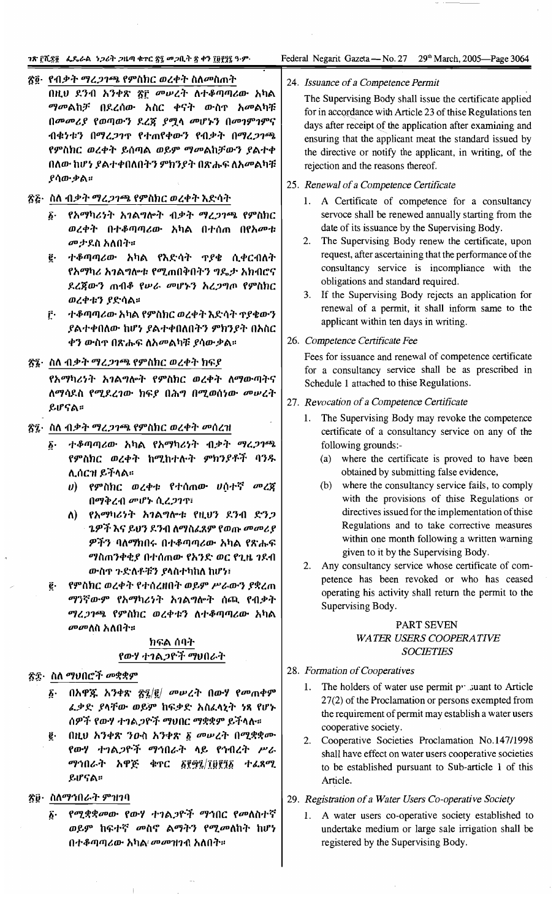፳፬· የብቃት ማረጋገጫ የምስክር ወረቀት ስለመስጠት

በዚህ ደንብ አንቀጽ ፳፫ መሠረት ለተቆጣጣሪው አካል ማመልከቻ በደረሰው አስር ቀናት ውስጥ አመልካቹ በመመሪያ የወጣውን ደረጃ ያሟላ መሆኑን በመገምገምና ብቁነቱን በማረጋገጥ የተጠየቀውን የብቃት በማረጋገጫ የምስክር ወረቀት ይሰጣል ወይም ማመልከቻውን ያልተቀበለው ከሆነ ያልተቀበለበትን ምክንያት በጽሑፍ ለአመልካቹ ያሳውቃል።

፳፭· ስለ ብቃት ማረጋገጫ የምስክር ወረቀት እድሳት

፩· የአማካሪነት አገልግሎት ብቃት ማረጋገጫ የምስክር ወረቀት በተቆጣጣሪው አካል በተሰጠ በየአመቱ መታደስ አለበት።

፪· ተቆጣጣሪው አካል የእድሳት ጥያቄ ሲቀርብለት የአማካሪ አገልግሎቱ የሚጠበቅበትን ግዴታ አክብሮና ደረጃውን ጠብቆ የሠራ መሆኑን አረጋግጦ የምስክር ወረቀቱን ያድሳል።

፫· ተቆጣጣሪው አካል የምስክር ወረቀት እድሳት ጥያቄውን ያልተቀበለው ከሆነ ያልተቀበለበትን ምክንያት በአስር ቀን ውስጥ በጽሑፍ ለአመልካቹ ያሳውቃል።

፳፮· ስለ ብቃት ማረጋገጫ የምስክር ወረቀት ክፍያ

የአማካሪነት አገልግሎት የምስክር ወረቀት ለማውጣትና ለማሳደስ የሚደረገው ክፍያ በሕግ በሚወሰነው መሠረት ይሆናል።

፳፯· ስለ ብቃት ማረጋገጫ የምስክር ወረቀት መሰረዝ

፩· ተቆጣጣሪው አካል የአማካሪነት ብቃት ማረጋገጫ የምስክር ወረቀት ከሚከተሉት ምክንያቶች ባንዱ ሊሰርዝ ይችላል።

ሀ) የምስክር ወረቀቱ የተሰጠው ሀሰተኛ መረጃ በማቅረብ መሆኑ ሲረጋገጥ፣

ለ) የአማካሪነት አገልግሎቱ የዚህን ደንብ ድንጋጌዎች እና ይህን ደንብ ለማስፈጸም የወጡ መመሪያ ዎችን ባለማክበሩ በተቆጣጣሪው አካል የጽሑፍ ማስጠንቀቂያ በተሰጠው የአንድ ወር የጊዜ ገደብ ውስጥ ጉድለቶቹን ያላስተካከለ ከሆነ፣

፪· የምስክር ወረቀት የተሰረዘበት ወይም ሥራውን ያቋረጠ ማንኛውም የአማካሪነት አገልግሎት ሰጪ የብቃት ማረጋገጫ የምስክር ወረቀቱን ለተቆጣጣሪው አካል መመለስ አለበት።

## ክፍል ሰባት
## የውሃ ተገልጋዮች ማህበራት

፳፰· ስለ ማህበሮች መቋቋም

፩· በአዋጁ አንቀጽ ፳፯/፪/ መሠረት በውሃ የመጠቀም ፈቃድ ያላቸው ወይም ከፍቃድ አስፈላጊነት ነጻ የሆኑ ሰዎች የውሃ ተገልጋዮች ማህበር ማቋቋም ይችላሉ።

፪· በዚህ አንቀጽ ንዑስ አንቀጽ ፩ መሠረት በሚቋቋሙ የውሃ ተገልጋዮች ማህበራት ላይ የኅብረት ሥራ ማኅበራት አዋጅ ቁጥር ፩፻፵፯/፲፱፻፺፩ ተፈጻሚ ይሆናል።

፳፱· ስለማኅበራት ምዝገባ

፩· የሚቋቋመው የውሃ ተገልጋዮች ማኅበር የመስኖ መካከለኛ ወይም ከፍተኛ መስኖ ልማትን የሚያካሂድ ከሆነ በተቆጣጣሪው አካል መመዝገብ አለበት።

24. *Issuance of a Competence Permit*

The Supervising Body shall issue the certificate applied for in accordance with Article 23 of thise Regulations ten days after receipt of the application after examining and ensuring that the applicant meat the standard issued by the directive or notify the applicant, in writing, of the rejection and the reasons thereof.

25. *Renewal of a Competence Certificate*

1. A Certificate of competence for a consultancy servoce shall be renewed annually starting from the date of its issuance by the Supervising Body.
2. The Supervising Body renew the certificate, upon request, after ascertaining that the performance of the consultancy service is incompliance with the obligations and standard required.
3. If the Supervising Body rejects an application for renewal of a permit, it shall inform same to the applicant within ten days in writing.

26. *Competence Certificate Fee*

Fees for issuance and renewal of competence certificate for a consultancy service shall be as prescribed in Schedule 1 attached to thise Regulations.

27. *Revocation of a Competence Certificate*

1. The Supervising Body may revoke the competence certificate of a consultancy service on any of the following grounds:-
   (a) where the certificate is proved to have been obtained by submitting false evidence,
   (b) where the consultancy service fails, to comply with the provisions of thise Regulations or directives issued for the implementation of thise Regulations and to take corrective measures within one month following a written warning given to it by the Supervising Body.
2. Any consultancy service whose certificate of competence has been revoked or who has ceased operating his activity shall return the permit to the Supervising Body.

## PART SEVEN
## *WATER USERS COOPERATIVE SOCIETIES*

28. *Formation of Cooperatives*

1. The holders of water use permit pursuant to Article 27(2) of the Proclamation or persons exempted from the requirement of permit may establish a water users cooperative society.
2. Cooperative Societies Proclamation No.147/1998 shall have effect on water users cooperative societies to be established pursuant to Sub-article 1 of this Article.

29. *Registration of a Water Users Co-operative Society*

1. A water users co-operative society established to undertake medium or large sale irrigation shall be registered by the Supervising Body.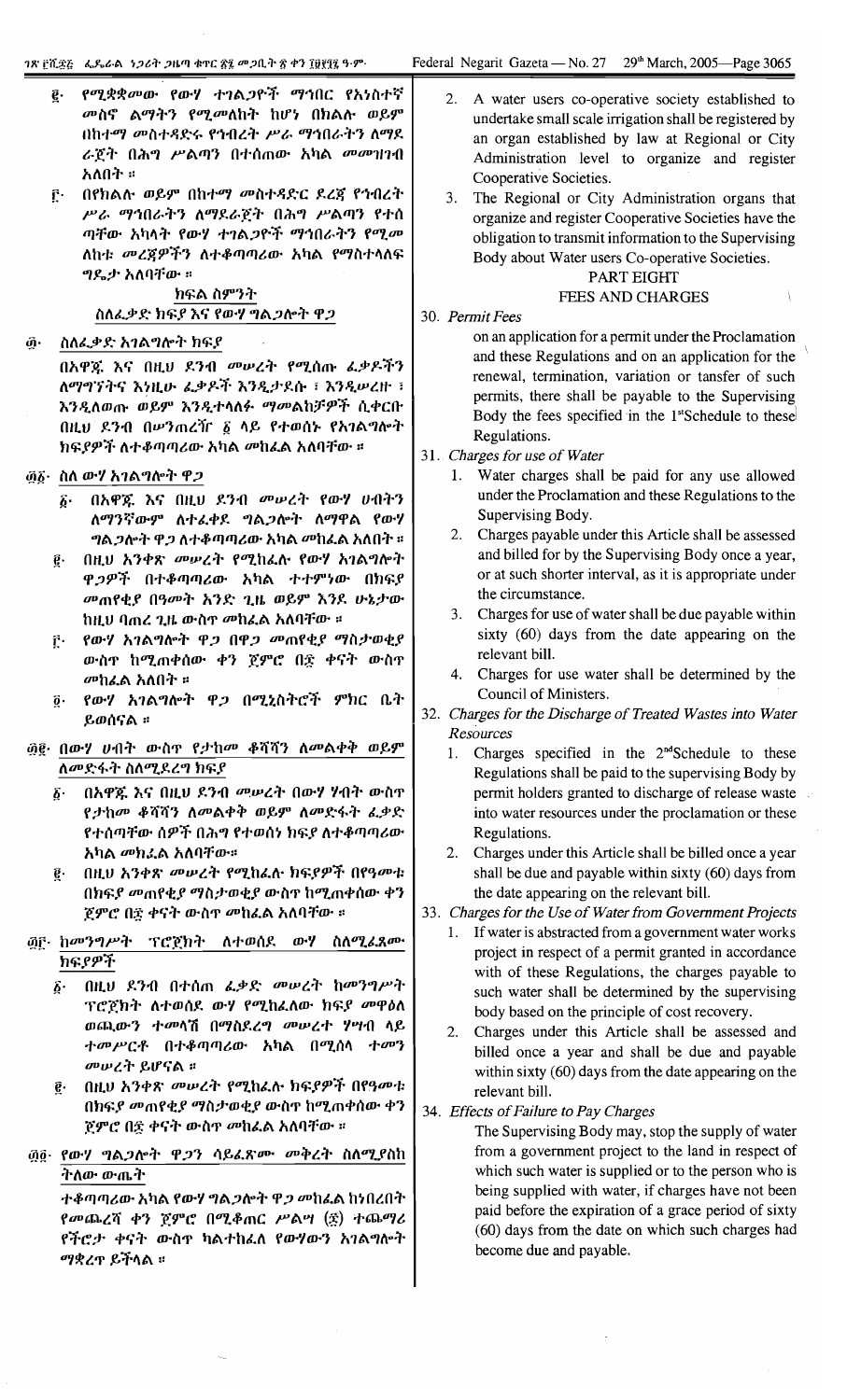፪· የሚቋቋመው የውሃ ተገልጋዮች ማኅበር የአነስተኛ መስኖ ልማትን የሚመለከት ከሆነ በክልሉ ወይም በከተማ መስተዳድሩ የኅብረት ሥራ ማኅበራትን ለማደራጀት በሕግ ሥልጣን በተሰጠው አካል መመዝገብ አለበት ።

፫· በየክልሉ ወይም በከተማ መስተዳድር ደረጃ የኅብረት ሥራ ማኅበራትን ለማደራጀት በሕግ ሥልጣን የተሰጣቸው አካላት የውሃ ተገልጋዮች ማኅበራትን የሚመለከቱ መረጃዎችን ለተቆጣጣሪው አካል የማስተላለፍ ግዴታ አለባቸው ።

## ክፍል ስምንት
## ስለፈቃድ ክፍያ እና የውሃ ግልጋሎት ዋጋ

### ፴· ስለፈቃድ አገልግሎት ክፍያ

በአዋጁ እና በዚህ ደንብ መሠረት የሚሰጡ ፈቃዶችን ለማግኘትና እነዚሁ ፈቃዶች እንዲታደሱ ፣ እንዲሻሻሉ ፣ እንዲተላለፉ ወይም እንዲቋረጡ ማመልከቻዎች ሲቀርቡ በዚህ ደንብ በሠንጠረዥ ፩ ላይ የተወሰኑ የአገልግሎት ክፍያዎችን ለተቆጣጣሪው አካል መከፈል አለባቸው ።

### ፴፩· ስለ ውሃ አገልግሎት ዋጋ

፩· በአዋጁ እና በዚህ ደንብ መሠረት የውሃ ሀብትን ለማንኛውም ለተፈቀደ ግልጋሎት ለማዋል የውሃ ግልጋሎት ዋጋ ለተቆጣጣሪው አካል መከፈል አለበት ።

፪· በዚህ አንቀጽ መሠረት የሚከፈሉ የውሃ አገልግሎት ዋጋዎችን በተቆጣጣሪው አካል ተተምነው በክፍያ መጠየቂያ በዓመት አንድ ጊዜ ወይም እንደ ሁኔታው ከዚህ ባጠረ ጊዜ ውስጥ መከፈል አለባቸው ።

፫· የውሃ አገልግሎት ዋጋ በዋጋ መጠየቂያ ማስታወቂያ ውስጥ ከሚጠቀሰው ቀን ጀምሮ በ፷ ቀናት ውስጥ መከፈል አለበት ።

፬· የውሃ አገልግሎት ዋጋ በሚኒስትሮች ምክር ቤት ይወሰናል ።

### ፴፪· በውሃ ሀብት ውስጥ የታከመ ቆሻሻን ለመልቀቅ ወይም ለመድፋት ስለሚደረግ ክፍያ

፩· በአዋጁ እና በዚህ ደንብ መሠረት በውሃ ሃብት ውስጥ የታከመ ቆሻሻን ለመልቀቅ ወይም ለመድፋት ፈቃድ የተሰጣቸው ሰዎች በሕግ የተወሰነ ክፍያ ለተቆጣጣሪው አካል መክፈል አለባቸው።

፪· በዚህ አንቀጽ መሠረት የሚከፈሉ ክፍያዎች በየዓመቱ በክፍያ መጠየቂያ ማስታወቂያ ውስጥ ከሚጠቀሰው ቀን ጀምሮ በ፷ ቀናት ውስጥ መከፈል አለባቸው ።

### ፴፫· ከመንግሥት ፕሮጀክት ለተወሰደ ውሃ ስለሚፈጸሙ ክፍያዎች

፩· በዚህ ደንብ በተሰጠ ፈቃድ መሠረት ከመንግሥት ፕሮጀክት ለተወሰደ ውሃ የሚከፈለው ክፍያ መዋዕለ ወጪውን ተመላሽ በማስደረግ መሠረታዊ ሃሣብ ላይ ተመሥርቶ በተቆጣጣሪው አካል በሚሰላ ተመን መሠረት ይሆናል ።

፪· በዚህ አንቀጽ መሠረት የሚከፈሉ ክፍያዎች በየዓመቱ በክፍያ መጠየቂያ ማስታወቂያ ውስጥ ከሚጠቀሰው ቀን ጀምሮ በ፷ ቀናት ውስጥ መከፈል አለባቸው ።

### ፴፬· የውሃ ግልጋሎት ዋጋን ሳይፈጽሙ መቅረት ስለሚያስከትለው ውጤት

ተቆጣጣሪው አካል የውሃ ግልጋሎት ዋጋ መከፈል ከነበረበት የመጨረሻ ቀን ጀምሮ በሚቆጠር ሥልሣ (፷) ተጨማሪ የችሮታ ቀናት ውስጥ ካልተከፈለ የውሃውን አገልግሎት ማቋረጥ ይችላል ።

2. A water users co-operative society established to undertake small scale irrigation shall be registered by an organ established by law at Regional or City Administration level to organize and register Cooperative Societies.

3. The Regional or City Administration organs that organize and register Cooperative Societies have the obligation to transmit information to the Supervising Body about Water users Co-operative Societies.

## PART EIGHT
## FEES AND CHARGES

### 30. *Permit Fees*

on an application for a permit under the Proclamation and these Regulations and on an application for the renewal, termination, variation or tansfer of such permits, there shall be payable to the Supervising Body the fees specified in the 1st Schedule to these Regulations.

### 31. *Charges for use of Water*

1. Water charges shall be paid for any use allowed under the Proclamation and these Regulations to the Supervising Body.
2. Charges payable under this Article shall be assessed and billed for by the Supervising Body once a year, or at such shorter interval, as it is appropriate under the circumstance.
3. Charges for use of water shall be due payable within sixty (60) days from the date appearing on the relevant bill.
4. Charges for use water shall be determined by the Council of Ministers.

### 32. *Charges for the Discharge of Treated Wastes into Water Resources*

1. Charges specified in the 2nd Schedule to these Regulations shall be paid to the supervising Body by permit holders granted to discharge of release waste into water resources under the proclamation or these Regulations.
2. Charges under this Article shall be billed once a year shall be due and payable within sixty (60) days from the date appearing on the relevant bill.

### 33. *Charges for the Use of Water from Government Projects*

1. If water is abstracted from a government water works project in respect of a permit granted in accordance with of these Regulations, the charges payable to such water shall be determined by the supervising body based on the principle of cost recovery.
2. Charges under this Article shall be assessed and billed once a year and shall be due and payable within sixty (60) days from the date appearing on the relevant bill.

### 34. *Effects of Failure to Pay Charges*

The Supervising Body may, stop the supply of water from a government project to the land in respect of which such water is supplied or to the person who is being supplied with water, if charges have not been paid before the expiration of a grace period of sixty (60) days from the date on which such charges had become due and payable.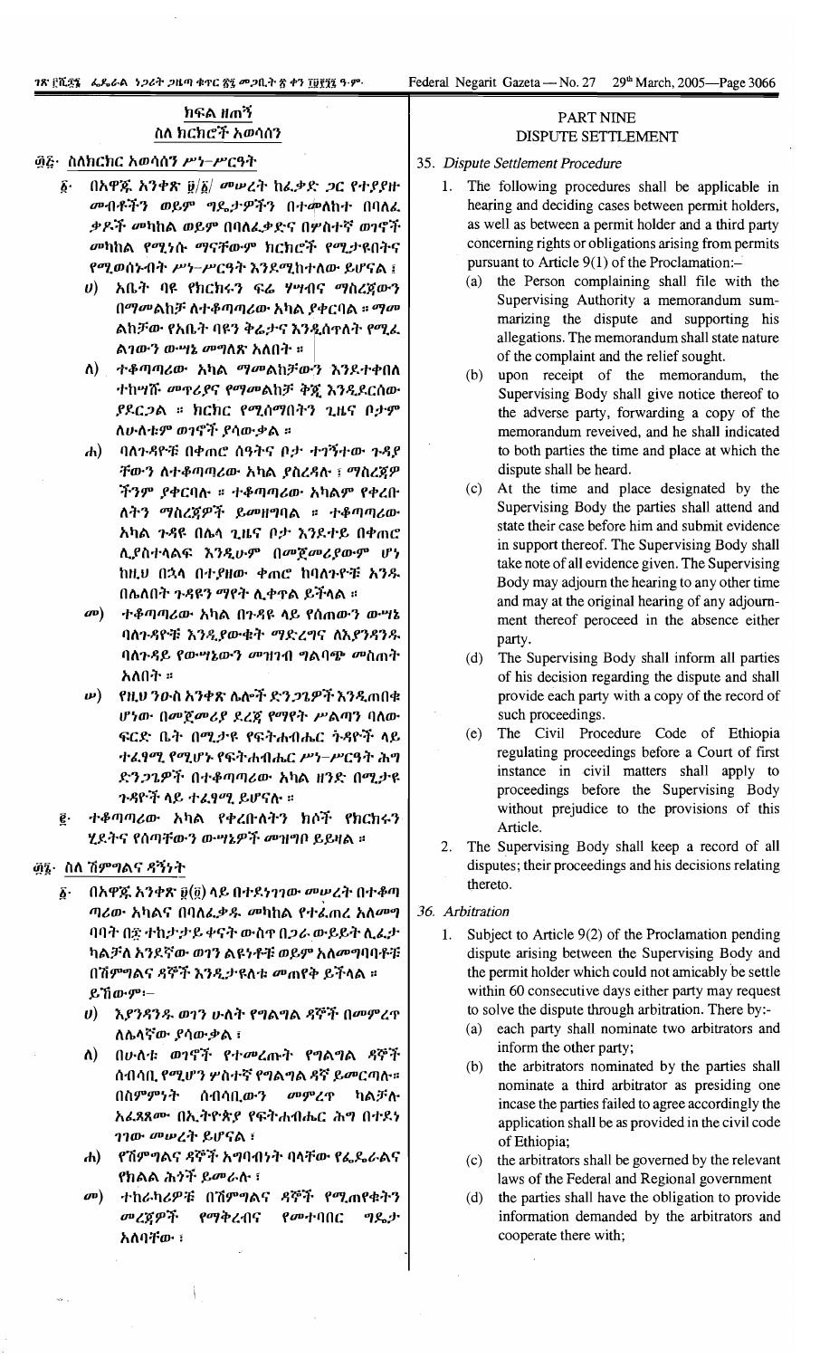## ክፍል ዘጠኝ
## ስለ ክርክሮች አወሳሰን

### ፴፭· ስለክርክር አወሳሰን ሥነ-ሥርዓት

፩· በአዋጁ አንቀጽ ፱/፩/ መሠረት ከፈቃድ ጋር የተያያዙ መብቶችን ወይም ግዴታዎችን በተመለከተ በባለፈቃዶች መካከል ወይም በባለፈቃድና በሦስተኛ ወገኖች መካከል የሚነሱ ማናቸውም ክርክሮች የሚታዩበትና የሚወሰኑበት ሥነ-ሥርዓት እንደሚከተለው ይሆናል ፤

ሀ) አቤት ባዩ የክርክሩን ፍሬ ሃሣብና ማስረጃውን በማመልከቻ ለተቆጣጣሪው አካል ያቀርባል ። ማመልከቻው የአቤት ባዩን ቅሬታና እንዲሰጥለት የሚፈልገውን ውሣኔ መግለጽ አለበት ።

ለ) ተቆጣጣሪው አካል ማመልከቻውን እንደተቀበለ ተከሣሹ መጥሪያና የማመልከቻ ቅጂ እንዲደርሰው ያደርጋል ። ክርክር የሚሰማበትን ጊዜና ቦታም ለሁለቱም ወገኖች ያሳውቃል ።

ሐ) ባለጉዳዮቹ በቀጠሮ ሰዓትና ቦታ ተገኝተው ጉዳያቸውን ለተቆጣጣሪው አካል ያስረዳሉ ፤ ማስረጃዎችንም ያቀርባሉ ። ተቆጣጣሪው አካልም የቀረቡለትን ማስረጃዎች ይመዘግባል ። ተቆጣጣሪው አካል ጉዳዩ በሌላ ጊዜና ቦታ እንዲታይ በቀጠሮ ሊያስተላልፍ እንዲሁም በመጀመሪያውም ሆነ ከዚህ በኋላ በተያዘው ቀጠሮ ከባለጉዳዮቹ አንዱ በሌለበት ጉዳዩን ማየት ሊቀጥል ይችላል ።

መ) ተቆጣጣሪው አካል በጉዳዩ ላይ የሰጠውን ውሣኔ ባለጉዳዮቹ እንዲያውቁት ማድረግና ለእያንዳንዱ ባለጉዳይ የውሣኔውን መዝገብ ግልባጭ መስጠት አለበት ።

ሠ) የዚህ ንዑስ አንቀጽ ሌሎች ድንጋጌዎች እንደተጠበቁ ሆነው በመጀመሪያ ደረጃ የማየት ሥልጣን ባለው ፍርድ ቤት በሚታዩ የፍትሐብሔር ጉዳዮች ላይ ተፈፃሚ የሚሆኑ የፍትሐብሔር ሥነ-ሥርዓት ሕግ ድንጋጌዎች በተቆጣጣሪው አካል ዘንድ በሚታዩ ጉዳዮች ላይ ተፈፃሚ ይሆናሉ ።

፪· ተቆጣጣሪው አካል የቀረቡለትን ክሶች የክርክሩን ሂደትና የሰጣቸውን ውሣኔዎች መዝገብ ይይዛል ።

### ፴፮· ስለ ሽምግልና ዳኝነት

፩· በአዋጁ አንቀጽ ፱(፪) ላይ በተደነገገው መሠረት በተቆጣጣሪው አካልና በባለፈቃዱ መካከል የተፈጠረ አለመግባባት በ፷ ተከታታይ ቀናት ውስጥ በጋራ ውይይት ሊፈታ ካልቻለ አንደኛው ወገን ልዩነቶቹ ወይም አለመግባባቶቹ በሽምግልና ዳኞች እንዲታዩለት መጠየቅ ይችላል ። ይኸውም፡-

ሀ) እያንዳንዱ ወገን ሁለት የግልግል ዳኞች በመምረጥ ለሌላኛው ያሳውቃል ፤

ለ) በሁለቱ ወገኖች የተመረጡት የግልግል ዳኞች ሰብሳቢ የሚሆን ሦስተኛ የግልግል ዳኛ ይመርጣሉ። በስምምነት ሰብሳቢውን መምረጥ ካልቻሉ አፈጻጸሙ በኢትዮጵያ የፍትሐብሔር ሕግ በተደነገገው መሠረት ይሆናል ፤

ሐ) የሽምግልና ዳኞች አግባብነት ባላቸው የፌዴራልና የክልል ሕጎች ይመራሉ ፤

መ) ተከራካሪዎቹ በሽምግልና ዳኞች የሚጠየቁትን መረጃዎች የማቅረብና የመተባበር ግዴታ አለባቸው ፤

## PART NINE
## DISPUTE SETTLEMENT

### 35. *Dispute Settlement Procedure*

1. The following procedures shall be applicable in hearing and deciding cases between permit holders, as well as between a permit holder and a third party concerning rights or obligations arising from permits pursuant to Article 9(1) of the Proclamation:–
   (a) the Person complaining shall file with the Supervising Authority a memorandum summarizing the dispute and supporting his allegations. The memorandum shall state nature of the complaint and the relief sought.
   (b) upon receipt of the memorandum, the Supervising Body shall give notice thereof to the adverse party, forwarding a copy of the memorandum reveived, and he shall indicated to both parties the time and place at which the dispute shall be heard.
   (c) At the time and place designated by the Supervising Body the parties shall attend and state their case before him and submit evidence in support thereof. The Supervising Body shall take note of all evidence given. The Supervising Body may adjourn the hearing to any other time and may at the original hearing of any adjournment thereof peroceed in the absence either party.
   (d) The Supervising Body shall inform all parties of his decision regarding the dispute and shall provide each party with a copy of the record of such proceedings.
   (e) The Civil Procedure Code of Ethiopia regulating proceedings before a Court of first instance in civil matters shall apply to proceedings before the Supervising Body without prejudice to the provisions of this Article.
2. The Supervising Body shall keep a record of all disputes; their proceedings and his decisions relating thereto.

### 36. *Arbitration*

1. Subject to Article 9(2) of the Proclamation pending dispute arising between the Supervising Body and the permit holder which could not amicably be settle within 60 consecutive days either party may request to solve the dispute through arbitration. There by:-
   (a) each party shall nominate two arbitrators and inform the other party;
   (b) the arbitrators nominated by the parties shall nominate a third arbitrator as presiding one incase the parties failed to agree accordingly the application shall be as provided in the civil code of Ethiopia;
   (c) the arbitrators shall be governed by the relevant laws of the Federal and Regional government
   (d) the parties shall have the obligation to provide information demanded by the arbitrators and cooperate there with;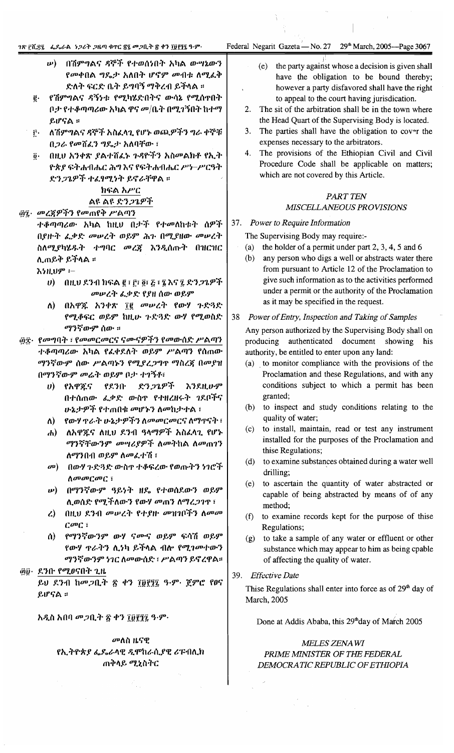ሠ) በሽምግልና ዳኞች የተወሰነበት አካል ውሣኔውን የመቀበል ግዴታ አለበት ሆኖም መብቱ ለሚፈቅ ድለት ፍርድ ቤት ይግባኝ ማቅረብ ይችላል ፡፡

፪· የሽምግልና ዳኝነቱ የሚካሄድበትና ውሳኔ የሚሰጥበት ቦታ የተቆጣጣሪው አካል ዋና መ/ቤት በሚገኝበት ከተማ ይሆናል ፡፡

፫· ለሽምግልና ዳኞች አስፈላጊ የሆኑ ወጪዎችን ግራ ቀኞቹ በጋራ የመሸፈን ግዴታ አለባቸው ፡

፬· በዚህ አንቀጽ ያልተሸፈኑ ጉዳዮችን አስመልክቶ የኢ.ት የትያ ፍትሐብሔር ሕግ እና የፍትሐብሔር ሥነ-ሥርዓት ድንጋጌዎች ተፈፃሚነት ይኖራቸዋል ፡፡

## ክፍል አሥር
## ልዩ ልዩ ድንጋጌዎች

**፴፯· መረጃዎችን የመጠየቅ ሥልጣን**

ተቆጣጣሪው አካል ከዚህ በታች የተመለከቱት ሰዎች በያዙት ፈቃድ መሠረት ወይም ሕጉ በሚያዘው መሠረት ስለሚያካሄዱት ተግባር መረጃ እንዲሰጡት በዝርዝር ሊጠይቅ ይችላል ፡፡

እነዚህም ፡-

ሀ) በዚህ ደንብ ክፍል ፪ ፣ ፫፣ ፬፣ ፭ ፣ ፮ እና ፯ ድንጋጌዎች መሠረት ፈቃድ የያዘ ሰው ወይም

ለ) በአዋጁ አንቀጽ ፲፪ መሠረት የውሃ ጉድጓድ የሚቆፍር ወይም ከዚሁ ጉድጓድ ውሃ የሚወስድ ማንኛውም ሰው ፡፡

**፴፰· የመግባት ፣ የመመርመርና ናሙናዎችን የመውሰድ ሥልጣን**

ተቆጣጣሪው አካል የፈቀደለት ወይም ሥልጣን የሰጠው ማንኛውም ሰው ሥልጣኑን የሚያረጋግጥ ማስረጃ በመያዝ በማንኛውም መሬት ወይም ቦታ ተገኝቶ፣

ሀ) የአዋጁና የደንቡ ድንጋጌዎች እንደዚሁም በተሰጠው ፈቃድ ውስጥ የተዘረዘሩት ገደቦችና ሁኔታዎች የተጠበቁ መሆናቸውን ለመከታተል ፣

ለ) የውሃ ጥራት ሁኔታዎችን ለመመርመርና ለማጥናት ፣

ሐ) ለአዋጁና ለዚህ ደንብ ዓላማዎች አስፈላጊ የሆኑ ማንኛቸውንም መሣሪያዎች ለመትከል ለመጠገን ለማንበብ ወይም ለመፈተሽ ፣

መ) በውሃ ጉድጓድ ውስጥ ተቆፍረው የወጡትን ነገሮች ለመመርመር ፣

ሠ) በማንኛውም ዓይነት ዘዴ የተወሰደውን ወይም ሊወሰድ የሚችለውን የውሃ መጠን ለማረጋገጥ ፣

ረ) በዚህ ደንብ መሠረት የተያዙ መዝገቦችን ለመመርመር ፣

ሰ) የማንኛውንም ውሃ ፍሣሽ ወይም ፍሳሽ ወይም የውሃ ጥራትን ሊነካ ይችላል ብሎ የሚገምተውን ማንኛውንም ነገር ለመውሰድ ፣ ሥልጣን ይኖረዋል፡፡

**፴፱· ደንቡ የሚፀናበት ጊዜ**

ይህ ደንብ ከመጋቢት ፳ ቀን ፲፱፻፺፯ ዓ·ም· ጀምሮ የፀና ይሆናል ፡፡

አዲስ አበባ መጋቢት ፳ ቀን ፲፱፻፺፯ ዓ·ም·

መለስ ዜናዊ
የኢትዮጵያ ፌዴራላዊ ዲሞክራሲያዊ ሪፐብሊክ
ጠቅላይ ሚኒስትር

(e) the party against whose a decision is given shall have the obligation to be bound thereby; however a party disfavored shall have the right to appeal to the court having jurisdiction.

2. The sit of the arbitration shall be in the town where the Head Quart of the Supervising Body is located.

3. The parties shall have the obligation to cov^r the expenses necessary to the arbitrators.

4. The provisions of the Ethiopian Civil and Civil Procedure Code shall be applicable on matters; which are not covered by this Article.

## *PART TEN*
## *MISCELLANEOUS PROVISIONS*

**37. *Power to Require Information***

The Supervising Body may require:-

(a) the holder of a permit under part 2, 3, 4, 5 and 6

(b) any person who digs a well or abstracts water there from pursuant to Article 12 of the Proclamation to give such information as to the activities performed under a permit or the authority of the Proclamation as it may be specified in the request.

**38 *Power of Entry, Inspection and Taking of Samples***

Any person authorized by the Supervising Body shall on producing authenticated document showing his authority, be entitled to enter upon any land:

(a) to monitor compliance with the provisions of the Proclamation and these Regulations, and with any conditions subject to which a permit has been granted;

(b) to inspect and study conditions relating to the quality of water;

(c) to install, maintain, read or test any instrument installed for the purposes of the Proclamation and thise Regulations;

(d) to examine substances obtained during a water well drilling;

(e) to ascertain the quantity of water abstracted or capable of being abstracted by means of of any method;

(f) to examine records kept for the purpose of thise Regulations;

(g) to take a sample of any water or effluent or other substance which may appear to him as being cpable of affecting the quality of water.

**39. *Effective Date***

Thise Regulations shall enter into force as of 29th day of March, 2005

Done at Addis Ababa, this 29th day of March 2005

*MELES ZENAWI*
*PRIME MINISTER OF THE FEDERAL DEMOCRATIC REPUBLIC OF ETHIOPIA*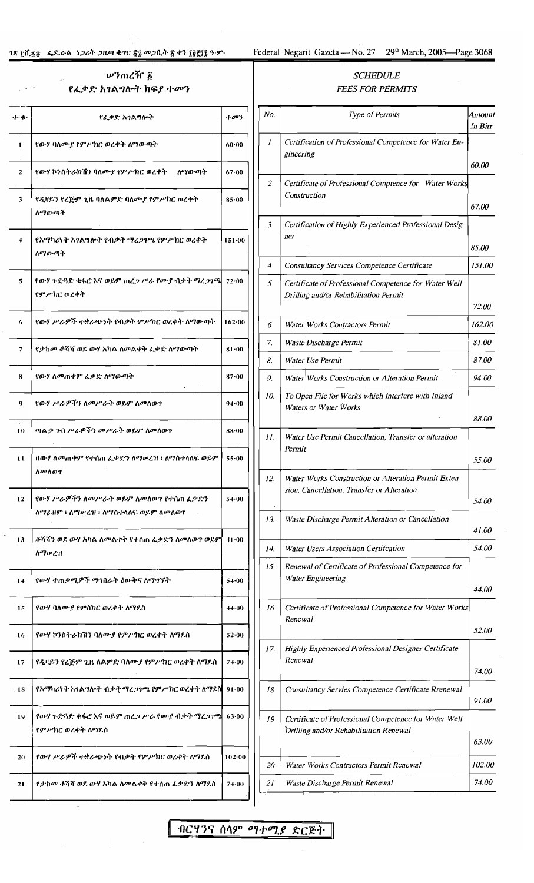## ሠንጠረዥ ፩
## የፈቃድ አገልግሎት ክፍያ ተመን

| ተ.ቁ. | የፈቃድ አገልግሎት | ተመን |
|---|---|---|
| 1 | የውሃ ባለሙያ የምሥክር ወረቀት ለማውጣት | 60·00 |
| 2 | የውሃ ኮንስትራክሽን ባለሙያ የምሥክር ወረቀት ለማውጣት | 67·00 |
| 3 | የዲዛይን የረጅም ጊዜ ባለልምድ ባለሙያ የምሥክር ወረቀት ለማውጣት | 85·00 |
| 4 | የአማካሪነት አገልግሎት የብቃት ማረጋገጫ የምሥክር ወረቀት ለማውጣት | 151·00 |
| 5 | የውሃ ጉድጓድ ቁፋሮ እና ወይም ጠረጋ ሥራ የሙያ ብቃት ማረጋገጫ የምሥክር ወረቀት | 72·00 |
| 6 | የውሃ ሥራዎች ተቋራጭነት የብቃት ምሥክር ወረቀት ለማውጣት | 162·00 |
| 7 | የታከመ ቆሻሻ ወደ ውሃ አካል ለመልቀቅ ፈቃድ ለማውጣት | 81·00 |
| 8 | የውሃ ለመጠቀም ፈቃድ ለማውጣት | 87·00 |
| 9 | የውሃ ሥራዎችን ለመሥራት ወይም ለመለወጥ | 94·00 |
| 10 | ጣልቃ ገብ ሥራዎችን መሥራት ወይም ለመለወጥ | 88·00 |
| 11 | በውሃ ለመጠቀም የተሰጠ ፈቃድን ለማሠረዝ ፣ ለማስተላለፍ ወይም ለመለወጥ | 55·00 |
| 12 | የውሃ ሥራዎችን ለመሥራት ወይም ለመለወጥ የተሰጠ ፈቃድን ለማራዘም ፣ ለማሠረዝ ፣ ለማስተላለፍ ወይም ለመለወጥ | 54·00 |
| 13 | ቆሻሻን ወደ ውሃ አካል ለመልቀቅ የተሰጠ ፈቃድን ለመለወጥ ወይም ለማሠረዝ | 41·00 |
| 14 | የውሃ ተጠቃሚዎች ማኅበራት ዕውቅና ለማግኘት | 54·00 |
| 15 | የውሃ ባለሙያ የምስክር ወረቀት ለማደስ | 44·00 |
| 16 | የውሃ ኮንስትራክሽን ባለሙያ የምሥክር ወረቀት ለማደስ | 52·00 |
| 17 | የዲዛይን የረጅም ጊዜ ለልምድ ባለሙያ የምሥክር ወረቀት ለማደስ | 74·00 |
| 18 | የአማካሪነት አገልግሎት ብቃት ማረጋገጫ የምሥክር ወረቀት ለማደስ | 91·00 |
| 19 | የውሃ ጉድጓድ ቁፋሮ እና ወይም ጠረጋ ሥራ የሙያ ብቃት ማረጋገጫ የምሥክር ወረቀት ለማደስ | 63·00 |
| 20 | የውሃ ሥራዎች ተቋራጭነት የብቃት የምሥክር ወረቀት ለማደስ | 102·00 |
| 21 | የታከመ ቆሻሻ ወደ ውሃ አካል ለመልቀቅ የተሰጠ ፈቃድን ለማደስ | 74·00 |

## *SCHEDULE*
## *FEES FOR PERMITS*

| *No.* | *Type of Permits* | *Amount In Birr* |
|---|---|---|
| *1* | *Certification of Professional Competence for Water Engineering* | *60.00* |
| *2* | *Certificate of Professional Comptence for Water Works Construction* | *67.00* |
| *3* | *Certification of Highly Experienced Professional Designer* | *85.00* |
| *4* | *Consultancy Services Competence Certificate* | *151.00* |
| *5* | *Certificate of Professional Competence for Water Well Drilling and/or Rehabilitation Permit* | *72.00* |
| *6* | *Water Works Contractors Permit* | *162.00* |
| *7.* | *Waste Discharge Permit* | *81.00* |
| *8.* | *Water Use Permit* | *87.00* |
| *9.* | *Water Works Construction or Alteration Permit* | *94.00* |
| *10.* | *To Open File for Works which Interfere with Inland Waters or Water Works* | *88.00* |
| *11.* | *Water Use Permit Cancellation, Transfer or alteration Permit* | *55.00* |
| *12.* | *Water Works Construction or Alteration Permit Extension, Cancellation, Transfer or Alteration* | *54.00* |
| *13.* | *Waste Discharge Permit Alteration or Cancellation* | *41.00* |
| *14.* | *Water Users Association Certifcation* | *54.00* |
| *15.* | *Renewal of Certificate of Professional Competence for Water Engineering* | *44.00* |
| *16* | *Certificate of Professional Competence for Water Works Renewal* | *52.00* |
| *17.* | *Highly Experienced Professional Designer Certificate Renewal* | *74.00* |
| *18* | *Consultancy Servies Competence Certificate Rrenewal* | *91.00* |
| *19* | *Certificate of Professional Competence for Water Well Drilling and/or Rehabilitation Renewal* | *63.00* |
| *20* | *Water Works Contractors Permit Renewal* | *102.00* |
| *21* | *Waste Discharge Permit Renewal* | *74.00* |

ብርሃንና ሰላም ማተሚያ ድርጅት